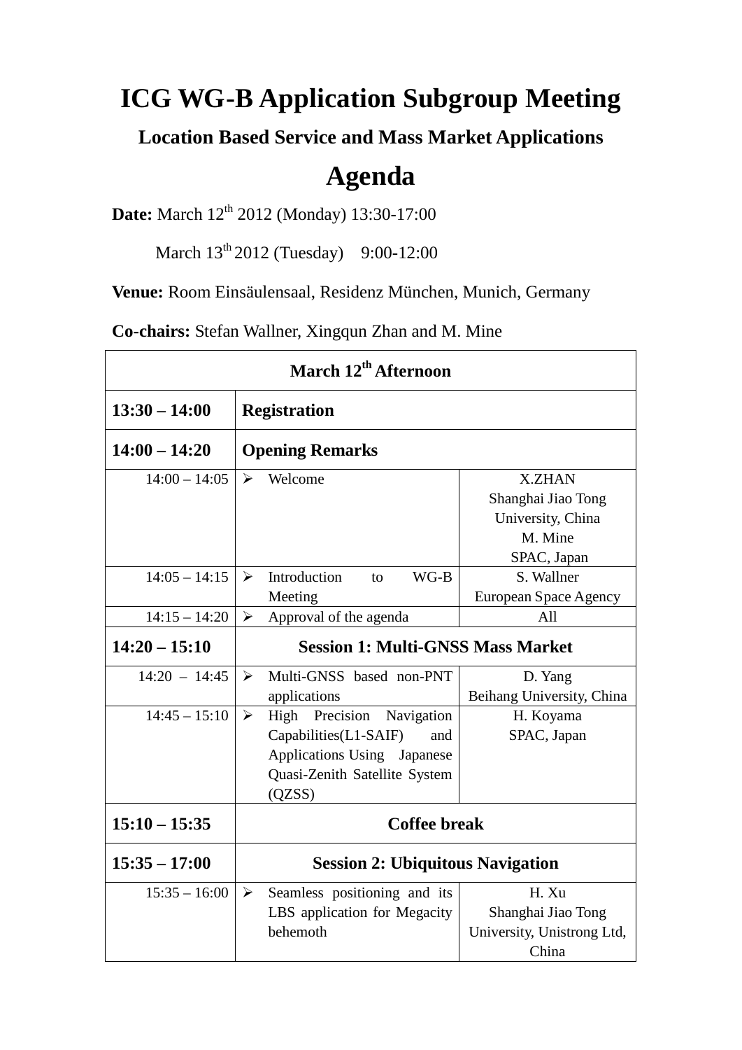# ICG WG-B Application Subgroup Meeting

## Location Based Service and Mass Market Applications

# Agenda

**Date:** March 12th 2012 (Monday) 13:30-17:00

March 13th 2012 (Tuesday) 9:00-12:00

**Venue:** Room Einsäulensaal, Residenz München, Munich, Germany

**Co-chairs:** Stefan Wallner, Xingqun Zhan and M. Mine

| **March 12th Afternoon** | | |
|---|---|---|
| **13:30 – 14:00** | **Registration** | |
| **14:00 – 14:20** | **Opening Remarks** | |
| 14:00 – 14:05 | ➢ Welcome | X.ZHAN<br>Shanghai Jiao Tong University, China<br>M. Mine<br>SPAC, Japan |
| 14:05 – 14:15 | ➢ Introduction to WG-B Meeting | S. Wallner<br>European Space Agency |
| 14:15 – 14:20 | ➢ Approval of the agenda | All |
| **14:20 – 15:10** | **Session 1: Multi-GNSS Mass Market** | |
| 14:20 – 14:45 | ➢ Multi-GNSS based non-PNT applications | D. Yang<br>Beihang University, China |
| 14:45 – 15:10 | ➢ High Precision Navigation Capabilities(L1-SAIF) and Applications Using Japanese Quasi-Zenith Satellite System (QZSS) | H. Koyama<br>SPAC, Japan |
| **15:10 – 15:35** | **Coffee break** | |
| **15:35 – 17:00** | **Session 2: Ubiquitous Navigation** | |
| 15:35 – 16:00 | ➢ Seamless positioning and its LBS application for Megacity behemoth | H. Xu<br>Shanghai Jiao Tong University, Unistrong Ltd, China |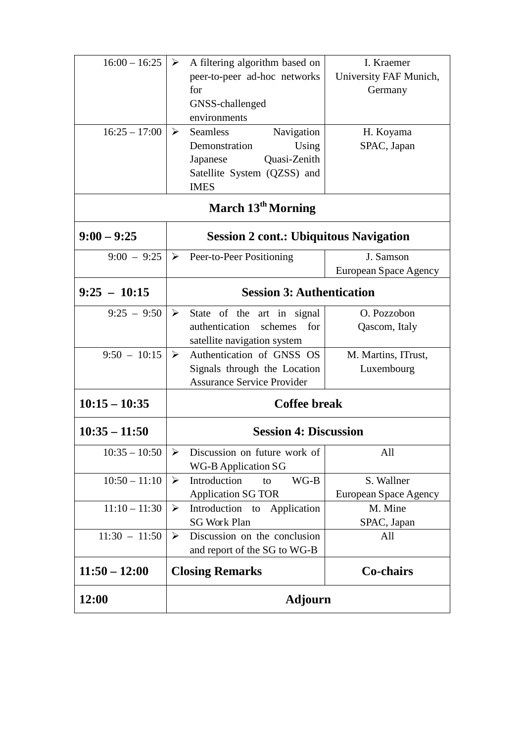| | | |
|---|---|---|
| 16:00 – 16:25 | ➢ A filtering algorithm based on peer-to-peer ad-hoc networks for GNSS-challenged environments | I. Kraemer University FAF Munich, Germany |
| 16:25 – 17:00 | ➢ Seamless Navigation Demonstration Using Japanese Quasi-Zenith Satellite System (QZSS) and IMES | H. Koyama SPAC, Japan |
| **March 13th Morning** | | |
| **9:00 – 9:25** | **Session 2 cont.: Ubiquitous Navigation** | |
| 9:00 – 9:25 | ➢ Peer-to-Peer Positioning | J. Samson European Space Agency |
| **9:25 – 10:15** | **Session 3: Authentication** | |
| 9:25 – 9:50 | ➢ State of the art in signal authentication schemes for satellite navigation system | O. Pozzobon Qascom, Italy |
| 9:50 – 10:15 | ➢ Authentication of GNSS OS Signals through the Location Assurance Service Provider | M. Martins, ITrust, Luxembourg |
| **10:15 – 10:35** | **Coffee break** | |
| **10:35 – 11:50** | **Session 4: Discussion** | |
| 10:35 – 10:50 | ➢ Discussion on future work of WG-B Application SG | All |
| 10:50 – 11:10 | ➢ Introduction to WG-B Application SG TOR | S. Wallner European Space Agency |
| 11:10 – 11:30 | ➢ Introduction to Application SG Work Plan | M. Mine SPAC, Japan |
| 11:30 – 11:50 | ➢ Discussion on the conclusion and report of the SG to WG-B | All |
| **11:50 – 12:00** | **Closing Remarks** | **Co-chairs** |
| **12:00** | **Adjourn** | |